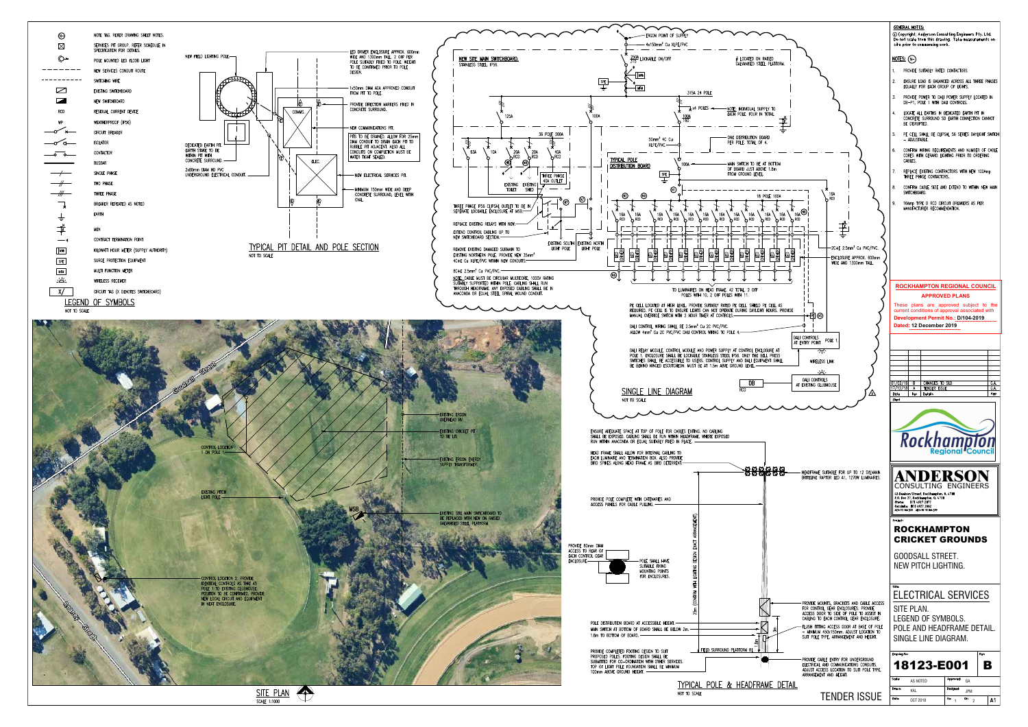## LEGEND OF SYMBOLS

NOT TO SCALE

| Symbol | Description |
|---|---|
| (#) | NOTE TAG. REFER DRAWING SHEET NOTES. |
| ⊠ | SERVICES PIT GROUP. REFER SCHEDULE IN SPECIFICATION FOR DETAILS. |
| | POLE MOUNTED LED FLOOD LIGHT |
| | NEW SERVICES CONDUIT ROUTE |
| | SWITCHING WIRE |
| | EXISTING SWITCHBOARD |
| | NEW SWITCHBOARD |
| RCD | RESIDUAL CURRENT DEVICE |
| WP | WEATHERPROOF (IP56) |
| | CIRCUIT BREAKER |
| | ISOLATOR |
| | CONTACTOR |
| | BUSBAR |
| | SINGLE PHASE |
| | TWO PHASE |
| | THREE PHASE |
| | BREAKER REPEATED AS NOTED |
| | EARTH |
| | MEN |
| | CONTRACT TERMINATION POINT |
| kWH | KILOWATT HOUR METER (SUPPLY AUTHORITY) |
| SPE | SURGE PROTECTION EQUIPMENT |
| MFM | MULTI FUNCTION METER |
| | WIRELESS RECEIVER |
| X/ | CIRCUIT TAG (X DENOTES SWITCHBOARD) |

## TYPICAL PIT DETAIL AND POLE SECTION

NOT TO SCALE

- NEW FIELD LIGHTING POLE.
- LED DRIVER ENCLOSURE APPROX. 600mm WIDE AND 1300mm TALL. 2 OFF PER POLE SUITABLY FIXED TO POLE. HEIGHT TO BE CONFIRMED PRIOR TO POLE DESIGN.
- 1x50mm DIAM ACA APPROVED CONDUIT FROM PIT TO POLE.
- PROVIDE DIRECTION MARKERS FIXED IN CONCRETE SURROUND.
- NEW COMMUNICATIONS PIT.
- PITS TO BE DRAINED. ALLOW FOR 25mm DIAM CONDUIT TO DRAIN EACH PIT TO RUBBLE PIT ADJACENT. ALSO ALL CONDUITS ON COMPLETION MUST BE WATER TIGHT SEALED.
- DEDICATED EARTH PIT. EARTH STAKE TO BE WITHIN PIT WITH CONCRETE SURROUND.
- 2x80mm DIAM HD PVC UNDERGROUND ELECTRICAL CONDUIT.
- NEW ELECTRICAL SERVICES PIT.
- MINIMUM 150mm WIDE AND DEEP CONCRETE SURROUND, LEVEL WITH OVAL.
- COMMS
- ELEC.

## SINGLE LINE DIAGRAM

NOT TO SCALE

- ERGON POINT OF SUPPLY
- 4x150mm² Cu XLPE/PVC
- 200A LOCKABLE ON/OFF
- ⊕ LOCATED ON RAISED GALVANISED STEEL PLATFORM.
- NEW SITE MAIN SWITCHBOARD. STAINLESS STEEL IP56.
- kWh, MFM, SPE
- 315A 24 POLE
- 125A, 100A, 100A TPEC
- x4 POLES — NOTE: INDIVIDUAL SUPPLY TO EACH POLE. FOUR IN TOTAL.
- 36 POLE 200A
- 63A, 10A, 20A RCD, 20A RCD, 40A RCD
- 50mm² 4C Cu XLPE/PVC.
- ONE DISTRIBUTION BOARD PER POLE. TOTAL OF 4.
- TYPICAL POLE DISTRIBUTION BOARD
- 100A — MAIN SWITCH TO BE AT BOTTOM OF BOARD JUST ABOVE 1.8m FROM GROUND LEVEL.
- THREE PHASE 40A OUTLET
- EXISTING TOILET, EXISTING SHED
- THREE PHASE IP56 CLIPSAL OUTLET TO BE IN SEPERATE LOCKABLE ENCLOSURE AT MSB.
- REPLACE EXISTING RELAYS WITH NEW.
- EXTEND CONTROL CABLING UP TO NEW SWITCHBOARD SECTION.
- EXISTING SOUTH LIGHT POLE, EXISTING NORTH LIGHT POLE
- REMOVE EXISTING DAMAGED SUBMAIN TO EXISTING NORTHERN POLE. PROVIDE NEW 35mm² 4C+E Cu XLPE/PVC WITHIN NEW CONDUITS.
- 8C+E 2.5mm² Cu PVC/PVC.
- NOTE: CABLE MUST BE CIRCULAR MULTICORE, 1000V RATING SUITABLY SUPPORTED WITHIN POLE. CABLING SHALL RUN THROUGH HEADFRAME. ANY EXPOSED CABLING SHALL BE IN ANACONDA OR EQUAL STEEL SPIRAL WOUND CONDUIT.
- 18 POLE 100A
- 16A RCD (x11), 16A RCD
- LED DRIVER (x11)
- 2C+E 2.5mm² Cu PVC/PVC.
- ENCLOSURE APPROX. 600mm WIDE AND 1300mm TALL.
- TO LUMINAIRES ON HEAD FRAME. 42 TOTAL, 2 OFF POLES WITH 11.
- PE CELL LOCATED AT HIGH LEVEL. PROVIDE SUITABLY RATED PE CELL SHIELD PE CELL AS REQUIRED. PE CELL IS TO ENSURE LIGHTS CAN NOT OPERATE DURING DAYLIGHT HOURS. PROVIDE MANUAL OVERRIDE SWITCH WITH 2 HOUR TIMER AT CONTROLS.
- DALI CONTROL WIRING SHALL BE 2.5mm² Cu 2C PVC/PVC. ALLOW 4mm² Cu 2C PVC/PVC DALI CONTROL WIRING TO POLE 4.
- DALI RELAY MODULE, CONTROL MODULE AND POWER SUPPLY AT CONTROL ENCLOSURE AT POLE 1. ENCLOSURE SHALL BE LOCKABLE STAINLESS STEEL IP56. ONLY THE BELL PRESS SWITCHES SHALL BE ACCESSIBLE TO USERS. CONTROL SUPPLY AND DALI EQUIPMENT SHALL BE BEHIND HINGED ESCUTCHEON. MUST BE AT 1.5m ABVE GROUND LEVEL.
- DALI CONTROLS AT ENTRY POINT POLE 1.
- WIRELESS LINK
- DALI CONTROLS AT EXISTING CLUBHOUSE
- DB, RCD

## SITE PLAN

SCALE 1:1000

- GOODSALL STREET
- RAILWAY STREET
- EXISTING ERGON OVERHEAD HV.
- EXISTING CRICKET PIT TO BE LIT.
- EXISTING ERGON ENERGY SUPPLY TRANSFORMER.
- CONTROL LOCATION 1 ON POLE 1.
- EXISTING PITCH LIGHT POLE.
- MSB
- EXISTING SITE MAIN SWITCHBOARD TO BE REPLACED WITH NEW ON RAISED GALVANISED STEEL PLATFORM.
- CONTROL LOCATION 2. PROVIDE IDENTICAL CONTROLS AS THAT AT POLE 1 TO EXISTING CLUBHOUSE. POSITION TO BE CONFIRMED. PROVIDE NEW LOCAL CIRCUIT AND EQUIPMENT IN NEXT ENCLOSURE.

## TYPICAL POLE & HEADFRAME DETAIL

NOT TO SCALE

- ENSURE ADEQUATE SPACE AT TOP OF POLE FOR CABLES EXITING. NO CABLING SHALL BE EXPOSED. CABLING SHALL BE RUN WITHIN HEADFRAME. WHERE EXPOSED RUN WITHIN ANACONDA OR EQUAL SUITABLY FIXED IN PLACE.
- HEAD FRAME SHALL ALLOW FOR INTERNAL CABLING TO EACH LUMINAIRE AND TERMINATION BOX. ALSO PROVIDE BIRD SPIKES ALONG HEAD FRAME AS BIRD DETERRENT.
- HEADFRAME SUITABLE FOR UP TO 12 SYLVANIA BRITELINE RAPTOR LED A1, 1270W LUMINAIRES.
- PROVIDE POLE COMPLETE WITH CATENARIES AND ACCESS PANELS FOR CABLE PULLING.
- PROVIDE 80mm DIAM ACCESS TO REAR OF EACH CONTROL GEAR ENCLOSURE.
- POLE SHALL HAVE SUITABLE FIXING MOUNTING POINTS FOR ENCLOSURES.
- 28m (CONFIRM WITH LIGHTING DESIGN EXACT ARRANGEMENT).
- PROVIDE MOUNTS, BRACKETS AND CABLE ACCESS FOR CONTROL GEAR ENCLOSURES. PROVIDE ACCESS DOOR TO SIDE OF POLE TO ASSIST IN CABLING TO EACH CONTROL GEAR ENCLOSURE.
- POLE DISTRIBUTION BOARD AT ACCESSIBLE HEIGHT. MAIN SWITCH AT BOTTOM OF BOARD SHALL BE BELOW 2m. 1.8m TO BOTTOM OF BOARD.
- FLUSH FITTING ACCESS DOOR AT BASE OF POLE – MINIMUM 450x150mm. ADJUST LOCATION TO SUIT POLE TYPE, ARRANGEMENT AND HEIGHT.
- 3m, 1.8m
- PROVIDE COMPLETED FOOTING DESIGN TO SUIT PROPOSED POLES. FOOTING DESIGN SHALL BE SUBMITTED FOR CO-ORDINATION WITH OTHER SERVICES. TOP OF LIGHT POLE FOUNDATION SHALL BE MINIMUM 100mm ABOVE GROUND HEIGHT.
- FIELD SURROUND PLATFORM RL
- PROVIDE CABLE ENTRY FOR UNDERGROUND ELECTRICAL AND COMMUNICATIONS CONDUITS. ADJUST ACCESS LOCATION TO SUIT POLE TYPE, ARRANGEMENT AND HEIGHT.

TENDER ISSUE

## GENERAL NOTES:

© Copyright Anderson Consulting Engineers Pty. Ltd. Do not scale from this drawing. Take measurements on site prior to commencing work.

## NOTES: (#)

1. PROVIDE SUITABLY RATED CONTACTORS.
2. ENSURE LOAD IS BALANCED ACROSS ALL THREE PHASES EQUALLY FOR EACH GROUP OF LIGHTS.
3. PROVIDE POWER TO DALI POWER SUPPLY LOCATED IN DB-P1, POLE 1 WITH DALI CONTROLS.
4. LOCATE ALL EARTHS IN DEDICATED EARTH PIT IN CONCRETE SURROUND SO EARTH CONNECTION CANNOT BE DISRUPTED.
5. PE CELL SHALL BE CLIPSAL 56 SERIES DAYLIGHT SWITCH – ADJUSTABLE.
6. CONFIRM WIRING REQUIREMENTS AND NUMBER OF CABLE CORES WITH CHOSEN LIGHTING PRIOR TO ORDERING CABLES.
7. REPLACE EXISTING CONTACTORS WITH NEW 100Amp THREE PHASE CONTACTORS.
8. CONFIRM CABLE SIZE AND EXTEND TO WITHIN NEW MAIN SWITCHBOARD.
9. 16Amp TYPE D RCD CIRCUIT BREAKERS AS PER MANUFACTURER RECOMMENDATION.

**ROCKHAMPTON REGIONAL COUNCIL**

**APPROVED PLANS**

These plans are approved subject to the current conditions of approval associated with

**Development Permit No.: D/104-2019**

**Dated: 12 December 2019**

| Date | Rev | Details | App |
|---|---|---|---|
| 01/02/19 | B | CHANGES TO SLD | G.A. |
| 17/12/18 | A | TENDER ISSUE | G.A. |

Client: Rockhampton Regional Council

**ANDERSON** CONSULTING ENGINEERS

43 Denham Street, Rockhampton, Q. 4700
P.O. Box 27, Rockhampton, Q. 4700

Project:

**ROCKHAMPTON CRICKET GROUNDS**

GOODSALL STREET.
NEW PITCH LIGHTING.

Title:

ELECTRICAL SERVICES
SITE PLAN.
LEGEND OF SYMBOLS.
POLE AND HEADFRAME DETAIL.
SINGLE LINE DIAGRAM.

| Drawing No. | Rev |
|---|---|
| 18123-E001 | B |

| Scale | AS NOTED | Approved | GA |
|---|---|---|---|
| Drawn | KAL | Designed | JPM |
| Date | OCT 2018 | No 1 Of 2 | A1 |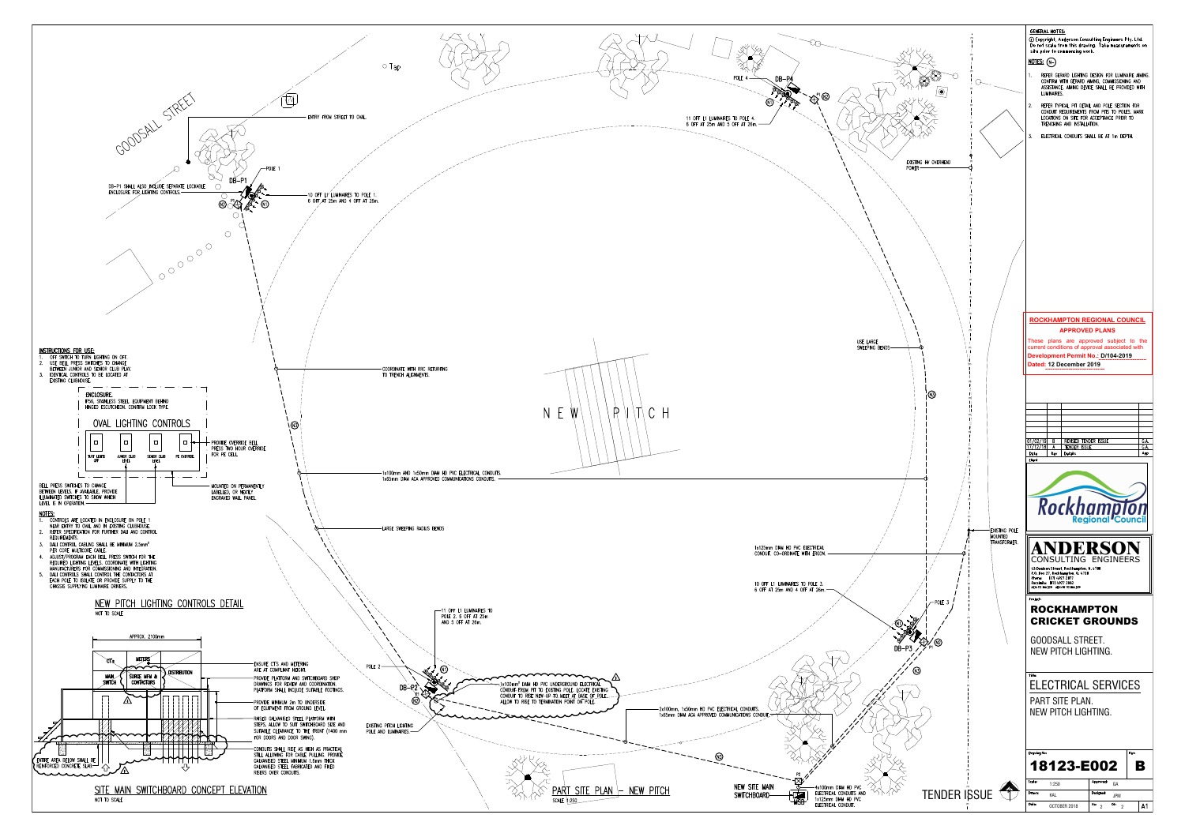## GENERAL NOTES:

© Copyright, Anderson Consulting Engineers Pty. Ltd. Do not scale from this drawing. Take measurements on site prior to commencing work.

## NOTES: (N)

1. REFER GERARD LIGHTING DESIGN FOR LUMINAIRE AIMING. CONFIRM WITH GERARD AIMING, COMMISSIONING AND ASSISTANCE. AIMING DEVICE SHALL BE PROVIDED WITH LUMINAIRES.
2. REFER TYPICAL PIT DETAIL AND POLE SECTION FOR CONDUIT REQUIREMENTS FROM PITS TO POLES. MARK LOCATIONS ON SITE FOR ACCEPTANCE PRIOR TO TRENCHING AND INSTALLATION.
3. ELECTRICAL CONDUITS SHALL BE AT 1m DEPTH.

**ROCKHAMPTON REGIONAL COUNCIL**

**APPROVED PLANS**

These plans are approved subject to the current conditions of approval associated with

**Development Permit No.: D/104-2019**

**Dated: 12 December 2019**

| Date | Rev | Details | App |
|---|---|---|---|
| 01/02/19 | B | REVISED TENDER ISSUE | G.A. |
| 17/12/18 | A | TENDER ISSUE | G.A. |

Client: Rockhampton Regional Council

**ANDERSON** CONSULTING ENGINEERS

45 Denham Street, Rockhampton, Q. 4700
P.O. Box 27, Rockhampton, Q. 4700
Phone: (07) 4927 2877
Facsimile: (07) 4927 2862
ACN 113 844 529 ABN 90 113 844 529

Project:

**ROCKHAMPTON CRICKET GROUNDS**

GOODSALL STREET.
NEW PITCH LIGHTING.

Title:

ELECTRICAL SERVICES

PART SITE PLAN.
NEW PITCH LIGHTING.

Drawing No: **18123-E002** Rev: **B**

Scale: 1:250 | Approved: GA
Drawn: KAL | Designed: JPM
Date: OCTOBER 2018 | No. 2 Of: 2 | A1

---

## PART SITE PLAN – NEW PITCH

SCALE 1:250

NEW PITCH

GOODSALL STREET

Tap

ENTRY FROM STREET TO OVAL.

POLE 1

DB–P1

DB–P1 SHALL ALSO INCLUDE SEPARATE LOCKABLE ENCLOSURE FOR LIGHTING CONTROLS.

10 OFF L1 LUMINAIRES TO POLE 1. 6 OFF AT 25m AND 4 OFF AT 26m.

POLE 4

DB–P4

11 OFF L1 LUMINAIRES TO POLE 4. 6 OFF AT 25m AND 5 OFF AT 26m.

EXISTING HV OVERHEAD POWER

USE LARGE SWEEPING BENDS

COORDINATE WITH RRC RETURNING TO TRENCH ALIGNMENTS.

1x100mm AND 1x50mm DIAM HD PVC ELECTRICAL CONDUITS. 1x65mm DIAM ACA APPROVED COMMUNICATIONS CONDUITS.

LARGE SWEEPING RADIUS BENDS

EXISTING POLE MOUNTED TRANSFORMER

1x125mm DIAM HD PVC ELECTRICAL CONDUIT. CO-ORDINATE WITH ERGON.

10 OFF L1 LUMINAIRES TO POLE 3. 6 OFF AT 25m AND 4 OFF AT 26m.

POLE 3

DB–P3

11 OFF L1 LUMINAIRES TO POLE 2. 6 OFF AT 25m AND 5 OFF AT 26m.

POLE 2

DB–P2

1x100mm² DIAM HD PVC UNDERGROUND ELECTRICAL CONDUIT FROM PIT TO EXISTING POLE. LOCATE EXISTING CONDUIT TO RISE NEW-UP TO MEET AT BASE OF POLE. ALLOW TO RISE TO TERMINATION POINT ON POLE.

EXISTING PITCH LIGHTING POLE AND LUMINAIRES

2x100mm, 1x50mm HD PVC ELECTRICAL CONDUITS. 1x65mm DIAM ACA APPROVED COMMUNICATIONS CONDUIT.

NEW SITE MAIN SWITCHBOARD

MSB

4x100mm DIAM HD PVC ELECTRICAL CONDUITS AND 1x125mm DIAM HD PVC ELECTRICAL CONDUIT.

TENDER ISSUE

---

## NEW PITCH LIGHTING CONTROLS DETAIL

NOT TO SCALE

### INSTRUCTIONS FOR USE:

1. OFF SWITCH TO TURN LIGHTING ON OFF.
2. USE BELL PRESS SWITCHES TO CHANGE BETWEEN JUNIOR AND SENIOR CLUB PLAY.
3. IDENTICAL CONTROLS TO BE LOCATED AT EXISTING CLUBHOUSE.

**ENCLOSURE.**
IP56, STAINLESS STEEL EQUIPMENT BEHIND HINGED ESCUTCHEON. CENTRAL LOCK TYPE.

OVAL LIGHTING CONTROLS

TURF LIGHTS OFF | JUNIOR CLUB LEVEL | SENIOR CLUB LEVEL | PE OVERRIDE

PROVIDE OVERRIDE BELL PRESS. TWO HOUR OVERRIDE FOR PE CELL.

MOUNTED ON PERMANENTLY LABELLED, OR NEATLY ENGRAVED WALL PANEL.

BELL PRESS SWITCHES TO CHANGE BETWEEN LEVELS. IF AVAILABLE, PROVIDE ILLUMINATED SWITCHES TO SHOW WHICH LEVEL IS IN OPERATION.

### NOTES:

1. CONTROLS ARE LOCATED IN ENCLOSURE ON POLE 1 NEAR ENTRY TO OVAL AND IN EXISTING CLUBHOUSE.
2. REFER SPECIFICATION FOR FURTHER DALI AND CONTROL REQUIREMENTS.
3. DALI CONTROL CABLING SHALL BE MINIMUM 2.5mm² PER CORE MULTICORE CABLE.
4. ADJUST/PROGRAM EACH BELL PRESS SWITCH FOR THE REQUIRED LIGHTING LEVELS. COORDINATE WITH LIGHTING MANUFACTURERS FOR COMMISSIONING AND INTEGRATION.
5. DALI CONTROLS SHALL CONTROL THE CONTACTORS AT EACH POLE TO ISOLATE OR PROVIDE SUPPLY TO THE CHASSIS SUPPLYING LUMINAIRE DRIVERS.

---

## SITE MAIN SWITCHBOARD CONCEPT ELEVATION

NOT TO SCALE

APPROX. 2100mm

CTs | METERS | MAIN SWITCH | SURGE HFM & CONTACTORS | DISTRIBUTION

ENSURE CTs AND METERING ARE AT COMPLIANT HEIGHT.

PROVIDE PLATFORM AND SWITCHBOARD SHOP DRAWINGS FOR REVIEW AND COORDINATION. PLATFORM SHALL INCLUDE SUITABLE FOOTINGS.

PROVIDE MINIMUM 2m TO UNDERSIDE OF EQUIPMENT FROM GROUND LEVEL.

RAISED GALVANISED STEEL PLATFORM WITH STEPS. ALLOW TO SUIT SWITCHBOARD SIZE AND SUITABLE CLEARANCE TO THE FRONT (1400 mm FOR DOORS AND DOOR SWING).

CONDUITS SHALL RISE AS HIGH AS PRACTICAL STILL ALLOWING FOR CABLE PULLING. PROVIDE GALVANISED STEEL MINIMUM 1.5mm THICK GALVANISED STEEL FABRICATED AND FIXED RISERS OVER CONDUITS.

ENTIRE AREA BELOW SHALL BE REINFORCED CONCRETE SLAB